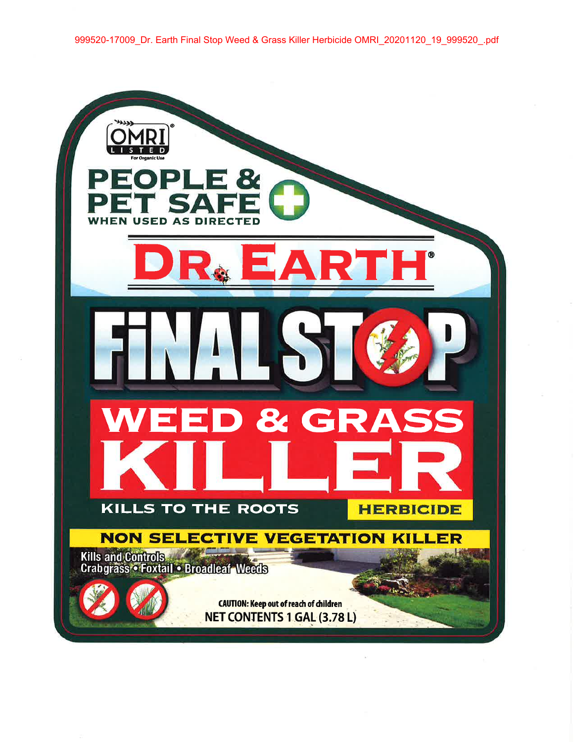999520-17009_Dr. Earth Final Stop Weed & Grass Killer Herbicide OMRI_20201120_19_999520_.pdf

OMRI LISTED
For Organic Use

**PEOPLE & PET SAFE**
WHEN USED AS DIRECTED

# DR. EARTH®

# FINAL STOP

# WEED & GRASS KILLER

**KILLS TO THE ROOTS**

**HERBICIDE**

**NON SELECTIVE VEGETATION KILLER**

Kills and Controls
Crabgrass • Foxtail • Broadleaf Weeds

**CAUTION: Keep out of reach of children**

**NET CONTENTS 1 GAL (3.78 L)**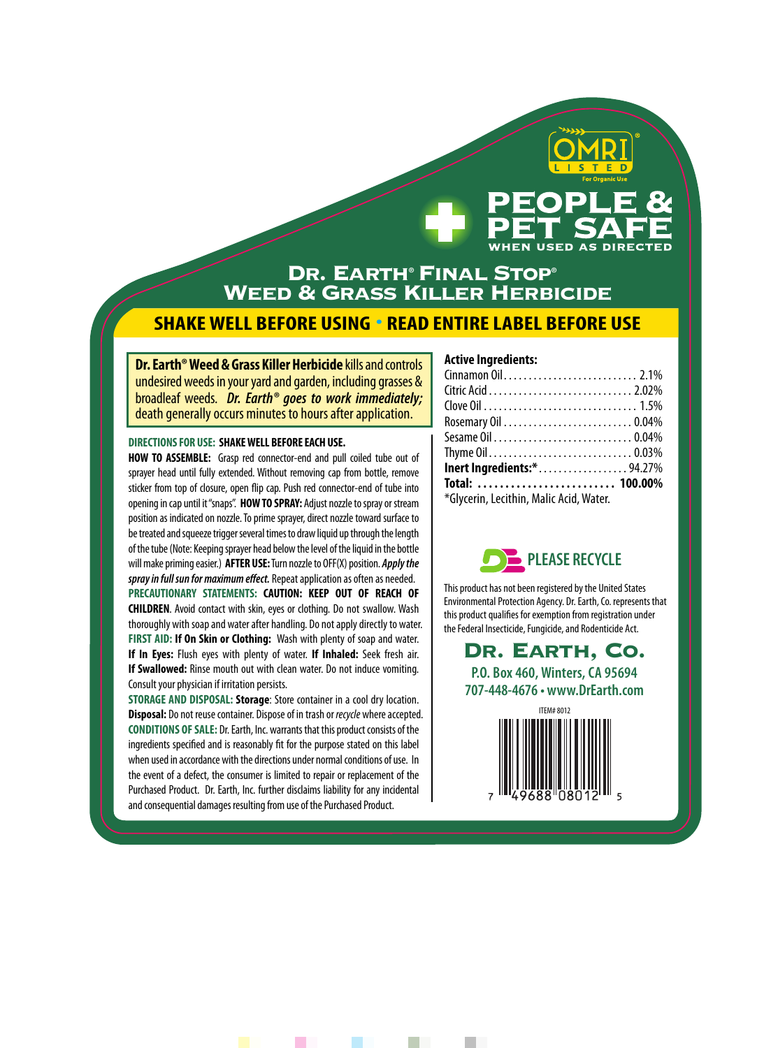OMRI LISTED For Organic Use

# PEOPLE & PET SAFE

WHEN USED AS DIRECTED

## DR. EARTH® FINAL STOP® WEED & GRASS KILLER HERBICIDE

**SHAKE WELL BEFORE USING • READ ENTIRE LABEL BEFORE USE**

**Dr. Earth® Weed & Grass Killer Herbicide** kills and controls undesired weeds in your yard and garden, including grasses & broadleaf weeds. ***Dr. Earth® goes to work immediately;*** death generally occurs minutes to hours after application.

**DIRECTIONS FOR USE: SHAKE WELL BEFORE EACH USE.**

**HOW TO ASSEMBLE:** Grasp red connector-end and pull coiled tube out of sprayer head until fully extended. Without removing cap from bottle, remove sticker from top of closure, open flip cap. Push red connector-end of tube into opening in cap until it "snaps". **HOW TO SPRAY:** Adjust nozzle to spray or stream position as indicated on nozzle. To prime sprayer, direct nozzle toward surface to be treated and squeeze trigger several times to draw liquid up through the length of the tube (Note: Keeping sprayer head below the level of the liquid in the bottle will make priming easier.) **AFTER USE:** Turn nozzle to OFF(X) position. ***Apply the spray in full sun for maximum effect.*** Repeat application as often as needed.

**PRECAUTIONARY STATEMENTS: CAUTION: KEEP OUT OF REACH OF CHILDREN**. Avoid contact with skin, eyes or clothing. Do not swallow. Wash thoroughly with soap and water after handling. Do not apply directly to water.

**FIRST AID: If On Skin or Clothing:** Wash with plenty of soap and water. **If In Eyes:** Flush eyes with plenty of water. **If Inhaled:** Seek fresh air. **If Swallowed:** Rinse mouth out with clean water. Do not induce vomiting. Consult your physician if irritation persists.

**STORAGE AND DISPOSAL: Storage**: Store container in a cool dry location. **Disposal:** Do not reuse container. Dispose of in trash or *recycle* where accepted.

**CONDITIONS OF SALE:** Dr. Earth, Inc. warrants that this product consists of the ingredients specified and is reasonably fit for the purpose stated on this label when used in accordance with the directions under normal conditions of use. In the event of a defect, the consumer is limited to repair or replacement of the Purchased Product. Dr. Earth, Inc. further disclaims liability for any incidental and consequential damages resulting from use of the Purchased Product.

**Active Ingredients:**

| | |
|---|---|
| Cinnamon Oil | 2.1% |
| Citric Acid | 2.02% |
| Clove Oil | 1.5% |
| Rosemary Oil | 0.04% |
| Sesame Oil | 0.04% |
| Thyme Oil | 0.03% |
| **Inert Ingredients:*** | 94.27% |
| **Total:** | **100.00%** |

*Glycerin, Lecithin, Malic Acid, Water.

**PLEASE RECYCLE**

This product has not been registered by the United States Environmental Protection Agency. Dr. Earth, Co. represents that this product qualifies for exemption from registration under the Federal Insecticide, Fungicide, and Rodenticide Act.

**DR. EARTH, CO.**
P.O. Box 460, Winters, CA 95694
707-448-4676 • www.DrEarth.com

ITEM# 8012

7 49688 08012 5